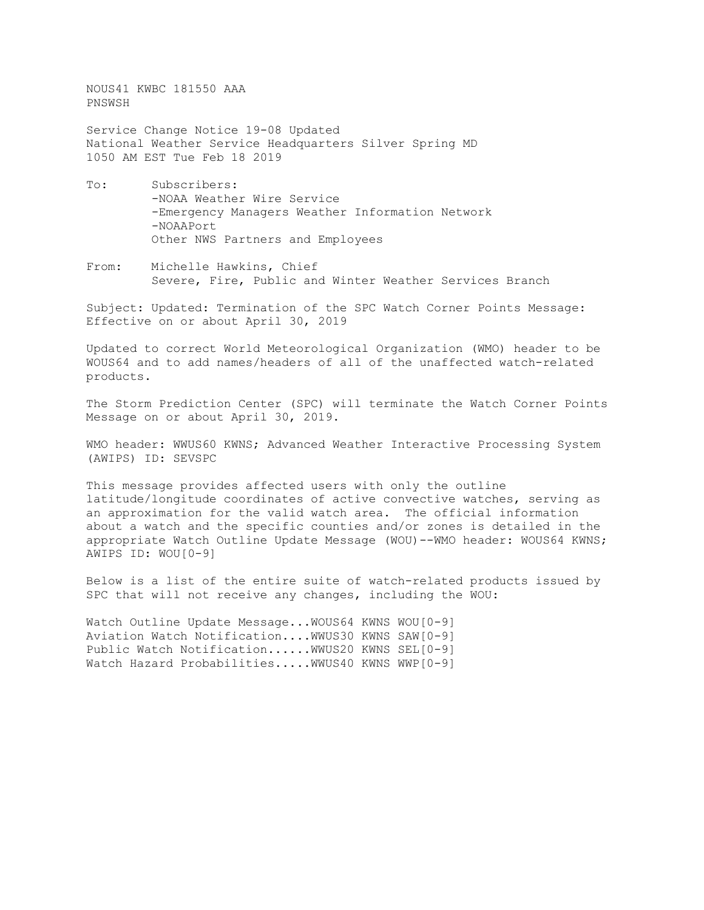NOUS41 KWBC 181550 AAA
PNSWSH

Service Change Notice 19-08 Updated
National Weather Service Headquarters Silver Spring MD
1050 AM EST Tue Feb 18 2019

To: Subscribers:
- NOAA Weather Wire Service
- Emergency Managers Weather Information Network
- NOAAPort

Other NWS Partners and Employees

From: Michelle Hawkins, Chief
Severe, Fire, Public and Winter Weather Services Branch

Subject: Updated: Termination of the SPC Watch Corner Points Message: Effective on or about April 30, 2019

Updated to correct World Meteorological Organization (WMO) header to be WOUS64 and to add names/headers of all of the unaffected watch-related products.

The Storm Prediction Center (SPC) will terminate the Watch Corner Points Message on or about April 30, 2019.

WMO header: WWUS60 KWNS; Advanced Weather Interactive Processing System (AWIPS) ID: SEVSPC

This message provides affected users with only the outline latitude/longitude coordinates of active convective watches, serving as an approximation for the valid watch area. The official information about a watch and the specific counties and/or zones is detailed in the appropriate Watch Outline Update Message (WOU)--WMO header: WOUS64 KWNS; AWIPS ID: WOU[0-9]

Below is a list of the entire suite of watch-related products issued by SPC that will not receive any changes, including the WOU:

```
Watch Outline Update Message...WOUS64 KWNS WOU[0-9]
Aviation Watch Notification....WWUS30 KWNS SAW[0-9]
Public Watch Notification......WWUS20 KWNS SEL[0-9]
Watch Hazard Probabilities.....WWUS40 KWNS WWP[0-9]
```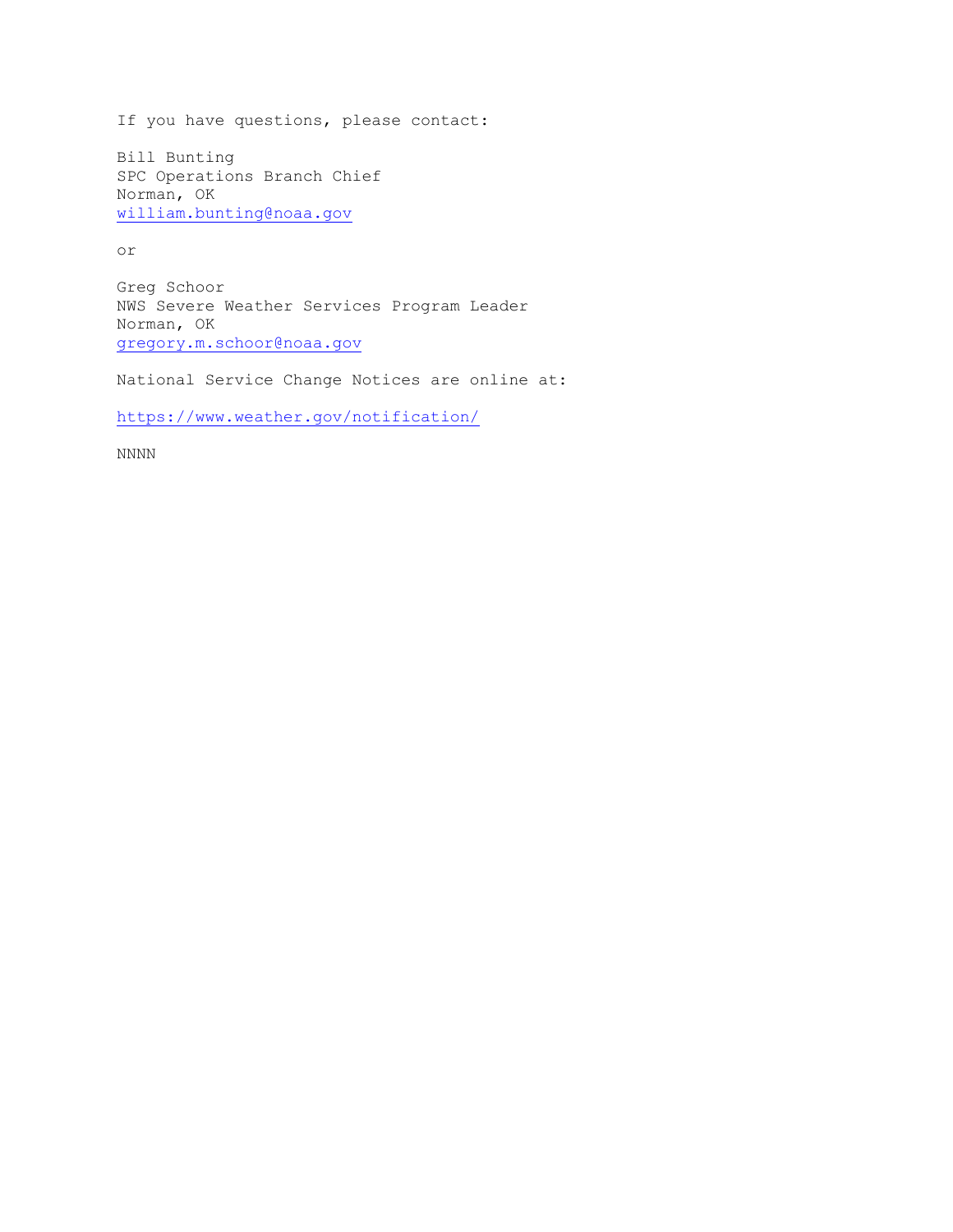If you have questions, please contact:

Bill Bunting
SPC Operations Branch Chief
Norman, OK
william.bunting@noaa.gov

or

Greg Schoor
NWS Severe Weather Services Program Leader
Norman, OK
gregory.m.schoor@noaa.gov

National Service Change Notices are online at:

https://www.weather.gov/notification/

NNNN